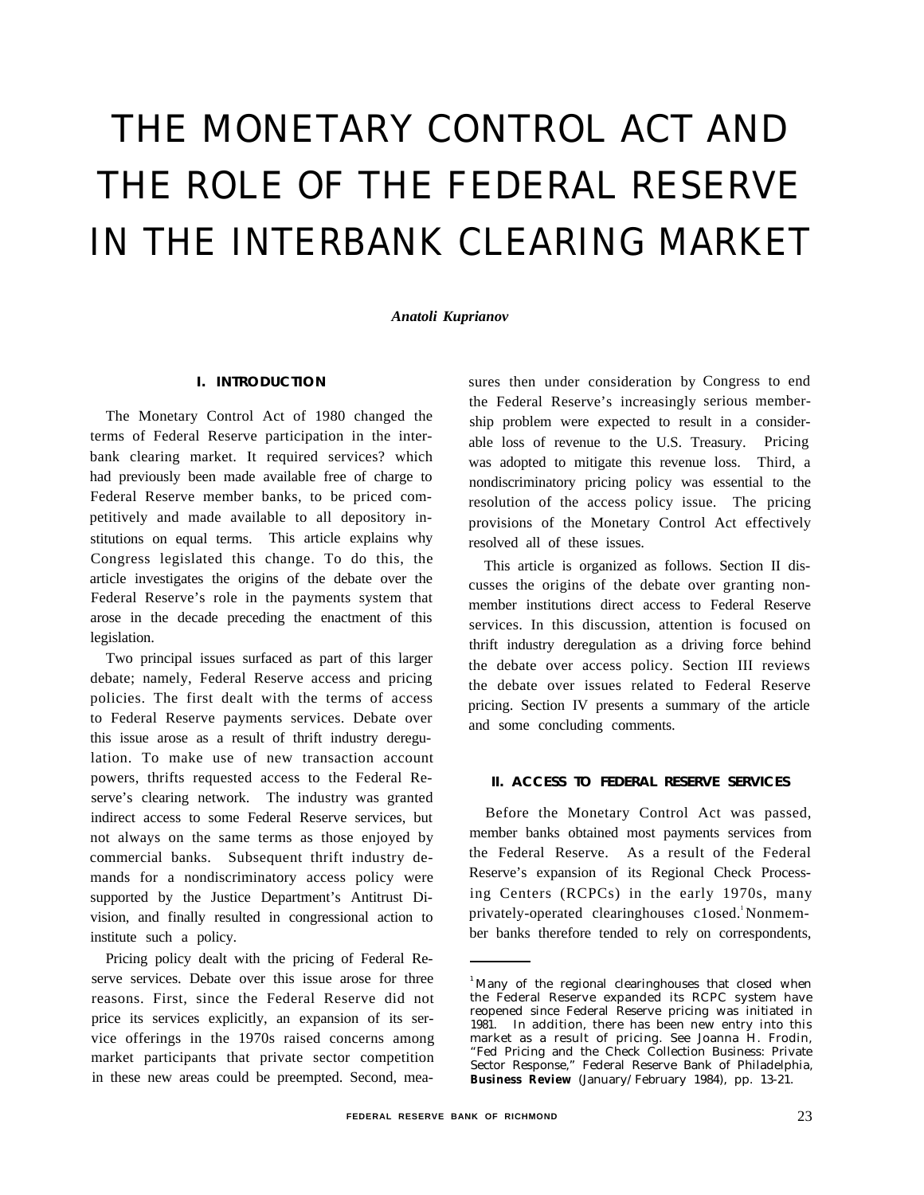# THE MONETARY CONTROL ACT AND THE ROLE OF THE FEDERAL RESERVE IN THE INTERBANK CLEARING MARKET

***Anatoli Kuprianov***

## I. INTRODUCTION

The Monetary Control Act of 1980 changed the terms of Federal Reserve participation in the interbank clearing market. It required services? which had previously been made available free of charge to Federal Reserve member banks, to be priced competitively and made available to all depository institutions on equal terms. This article explains why Congress legislated this change. To do this, the article investigates the origins of the debate over the Federal Reserve's role in the payments system that arose in the decade preceding the enactment of this legislation.

Two principal issues surfaced as part of this larger debate; namely, Federal Reserve access and pricing policies. The first dealt with the terms of access to Federal Reserve payments services. Debate over this issue arose as a result of thrift industry deregulation. To make use of new transaction account powers, thrifts requested access to the Federal Reserve's clearing network. The industry was granted indirect access to some Federal Reserve services, but not always on the same terms as those enjoyed by commercial banks. Subsequent thrift industry demands for a nondiscriminatory access policy were supported by the Justice Department's Antitrust Division, and finally resulted in congressional action to institute such a policy.

Pricing policy dealt with the pricing of Federal Reserve services. Debate over this issue arose for three reasons. First, since the Federal Reserve did not price its services explicitly, an expansion of its service offerings in the 1970s raised concerns among market participants that private sector competition in these new areas could be preempted. Second, measures then under consideration by Congress to end the Federal Reserve's increasingly serious membership problem were expected to result in a considerable loss of revenue to the U.S. Treasury. Pricing was adopted to mitigate this revenue loss. Third, a nondiscriminatory pricing policy was essential to the resolution of the access policy issue. The pricing provisions of the Monetary Control Act effectively resolved all of these issues.

This article is organized as follows. Section II discusses the origins of the debate over granting nonmember institutions direct access to Federal Reserve services. In this discussion, attention is focused on thrift industry deregulation as a driving force behind the debate over access policy. Section III reviews the debate over issues related to Federal Reserve pricing. Section IV presents a summary of the article and some concluding comments.

## II. ACCESS TO FEDERAL RESERVE SERVICES

Before the Monetary Control Act was passed, member banks obtained most payments services from the Federal Reserve. As a result of the Federal Reserve's expansion of its Regional Check Processing Centers (RCPCs) in the early 1970s, many privately-operated clearinghouses closed.[1] Nonmember banks therefore tended to rely on correspondents,

---

[1] Many of the regional clearinghouses that closed when the Federal Reserve expanded its RCPC system have reopened since Federal Reserve pricing was initiated in 1981. In addition, there has been new entry into this market as a result of pricing. See Joanna H. Frodin, "Fed Pricing and the Check Collection Business: Private Sector Response," Federal Reserve Bank of Philadelphia, **Business Review** (January/February 1984), pp. 13-21.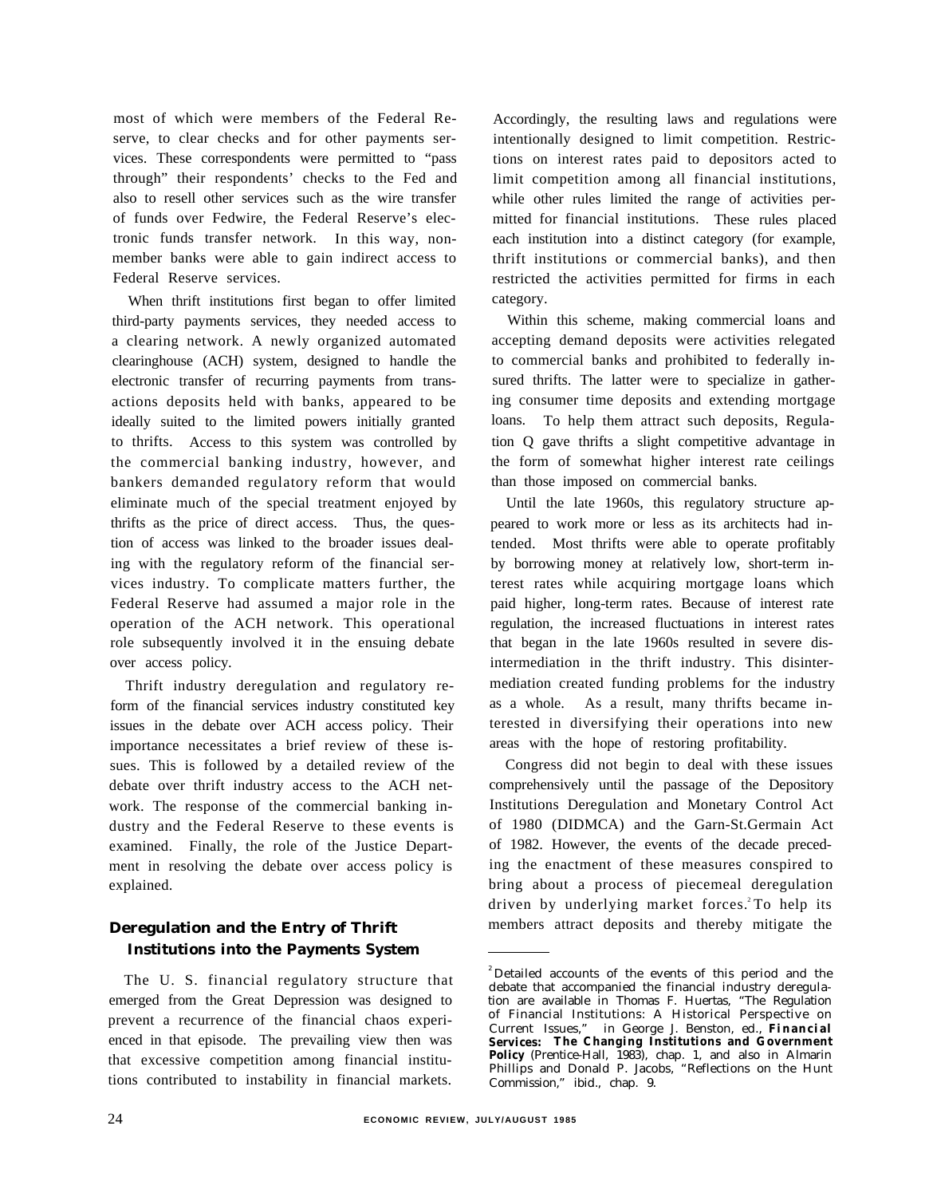most of which were members of the Federal Reserve, to clear checks and for other payments services. These correspondents were permitted to "pass through" their respondents' checks to the Fed and also to resell other services such as the wire transfer of funds over Fedwire, the Federal Reserve's electronic funds transfer network. In this way, nonmember banks were able to gain indirect access to Federal Reserve services.

When thrift institutions first began to offer limited third-party payments services, they needed access to a clearing network. A newly organized automated clearinghouse (ACH) system, designed to handle the electronic transfer of recurring payments from transactions deposits held with banks, appeared to be ideally suited to the limited powers initially granted to thrifts. Access to this system was controlled by the commercial banking industry, however, and bankers demanded regulatory reform that would eliminate much of the special treatment enjoyed by thrifts as the price of direct access. Thus, the question of access was linked to the broader issues dealing with the regulatory reform of the financial services industry. To complicate matters further, the Federal Reserve had assumed a major role in the operation of the ACH network. This operational role subsequently involved it in the ensuing debate over access policy.

Thrift industry deregulation and regulatory reform of the financial services industry constituted key issues in the debate over ACH access policy. Their importance necessitates a brief review of these issues. This is followed by a detailed review of the debate over thrift industry access to the ACH network. The response of the commercial banking industry and the Federal Reserve to these events is examined. Finally, the role of the Justice Department in resolving the debate over access policy is explained.

## Deregulation and the Entry of Thrift Institutions into the Payments System

The U. S. financial regulatory structure that emerged from the Great Depression was designed to prevent a recurrence of the financial chaos experienced in that episode. The prevailing view then was that excessive competition among financial institutions contributed to instability in financial markets. Accordingly, the resulting laws and regulations were intentionally designed to limit competition. Restrictions on interest rates paid to depositors acted to limit competition among all financial institutions, while other rules limited the range of activities permitted for financial institutions. These rules placed each institution into a distinct category (for example, thrift institutions or commercial banks), and then restricted the activities permitted for firms in each category.

Within this scheme, making commercial loans and accepting demand deposits were activities relegated to commercial banks and prohibited to federally insured thrifts. The latter were to specialize in gathering consumer time deposits and extending mortgage loans. To help them attract such deposits, Regulation Q gave thrifts a slight competitive advantage in the form of somewhat higher interest rate ceilings than those imposed on commercial banks.

Until the late 1960s, this regulatory structure appeared to work more or less as its architects had intended. Most thrifts were able to operate profitably by borrowing money at relatively low, short-term interest rates while acquiring mortgage loans which paid higher, long-term rates. Because of interest rate regulation, the increased fluctuations in interest rates that began in the late 1960s resulted in severe disintermediation in the thrift industry. This disintermediation created funding problems for the industry as a whole. As a result, many thrifts became interested in diversifying their operations into new areas with the hope of restoring profitability.

Congress did not begin to deal with these issues comprehensively until the passage of the Depository Institutions Deregulation and Monetary Control Act of 1980 (DIDMCA) and the Garn-St.Germain Act of 1982. However, the events of the decade preceding the enactment of these measures conspired to bring about a process of piecemeal deregulation driven by underlying market forces.[2] To help its members attract deposits and thereby mitigate the

[2] Detailed accounts of the events of this period and the debate that accompanied the financial industry deregulation are available in Thomas F. Huertas, "The Regulation of Financial Institutions: A Historical Perspective on Current Issues," in George J. Benston, ed., **Financial Services: The Changing Institutions and Government Policy** (Prentice-Hall, 1983), chap. 1, and also in Almarin Phillips and Donald P. Jacobs, "Reflections on the Hunt Commission," ibid., chap. 9.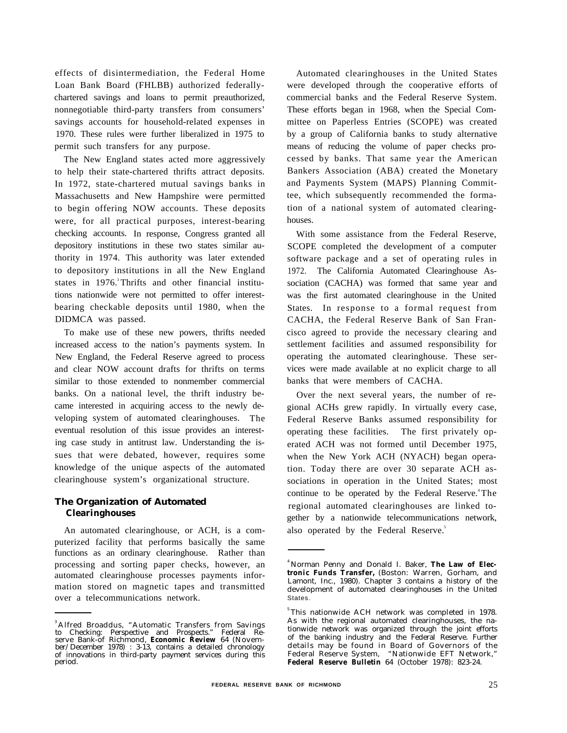effects of disintermediation, the Federal Home Loan Bank Board (FHLBB) authorized federally-chartered savings and loans to permit preauthorized, nonnegotiable third-party transfers from consumers' savings accounts for household-related expenses in 1970. These rules were further liberalized in 1975 to permit such transfers for any purpose.

The New England states acted more aggressively to help their state-chartered thrifts attract deposits. In 1972, state-chartered mutual savings banks in Massachusetts and New Hampshire were permitted to begin offering NOW accounts. These deposits were, for all practical purposes, interest-bearing checking accounts. In response, Congress granted all depository institutions in these two states similar authority in 1974. This authority was later extended to depository institutions in all the New England states in 1976.[3] Thrifts and other financial institutions nationwide were not permitted to offer interest-bearing checkable deposits until 1980, when the DIDMCA was passed.

To make use of these new powers, thrifts needed increased access to the nation's payments system. In New England, the Federal Reserve agreed to process and clear NOW account drafts for thrifts on terms similar to those extended to nonmember commercial banks. On a national level, the thrift industry became interested in acquiring access to the newly developing system of automated clearinghouses. The eventual resolution of this issue provides an interesting case study in antitrust law. Understanding the issues that were debated, however, requires some knowledge of the unique aspects of the automated clearinghouse system's organizational structure.

### The Organization of Automated Clearinghouses

An automated clearinghouse, or ACH, is a computerized facility that performs basically the same functions as an ordinary clearinghouse. Rather than processing and sorting paper checks, however, an automated clearinghouse processes payments information stored on magnetic tapes and transmitted over a telecommunications network.

Automated clearinghouses in the United States were developed through the cooperative efforts of commercial banks and the Federal Reserve System. These efforts began in 1968, when the Special Committee on Paperless Entries (SCOPE) was created by a group of California banks to study alternative means of reducing the volume of paper checks processed by banks. That same year the American Bankers Association (ABA) created the Monetary and Payments System (MAPS) Planning Committee, which subsequently recommended the formation of a national system of automated clearinghouses.

With some assistance from the Federal Reserve, SCOPE completed the development of a computer software package and a set of operating rules in 1972. The California Automated Clearinghouse Association (CACHA) was formed that same year and was the first automated clearinghouse in the United States. In response to a formal request from CACHA, the Federal Reserve Bank of San Francisco agreed to provide the necessary clearing and settlement facilities and assumed responsibility for operating the automated clearinghouse. These services were made available at no explicit charge to all banks that were members of CACHA.

Over the next several years, the number of regional ACHs grew rapidly. In virtually every case, Federal Reserve Banks assumed responsibility for operating these facilities. The first privately operated ACH was not formed until December 1975, when the New York ACH (NYACH) began operation. Today there are over 30 separate ACH associations in operation in the United States; most continue to be operated by the Federal Reserve.[4] The regional automated clearinghouses are linked together by a nationwide telecommunications network, also operated by the Federal Reserve.[5]

---

[3] Alfred Broaddus, "Automatic Transfers from Savings to Checking: Perspective and Prospects." Federal Reserve Bank of Richmond, **Economic Review** 64 (November/December 1978) : 3-13, contains a detailed chronology of innovations in third-party payment services during this period.

[4] Norman Penny and Donald I. Baker, **The Law of Electronic Funds Transfer,** (Boston: Warren, Gorham, and Lamont, Inc., 1980). Chapter 3 contains a history of the development of automated clearinghouses in the United States.

[5] This nationwide ACH network was completed in 1978. As with the regional automated clearinghouses, the nationwide network was organized through the joint efforts of the banking industry and the Federal Reserve. Further details may be found in Board of Governors of the Federal Reserve System, "Nationwide EFT Network," **Federal Reserve Bulletin** 64 (October 1978): 823-24.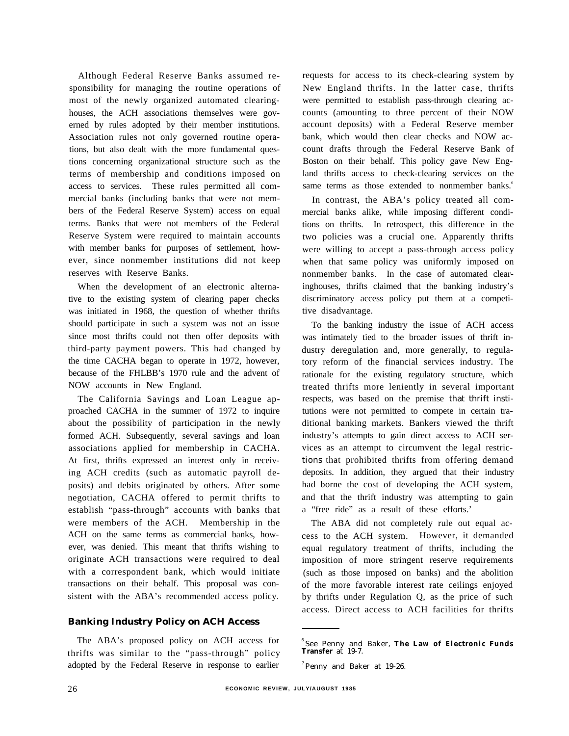Although Federal Reserve Banks assumed responsibility for managing the routine operations of most of the newly organized automated clearinghouses, the ACH associations themselves were governed by rules adopted by their member institutions. Association rules not only governed routine operations, but also dealt with the more fundamental questions concerning organizational structure such as the terms of membership and conditions imposed on access to services. These rules permitted all commercial banks (including banks that were not members of the Federal Reserve System) access on equal terms. Banks that were not members of the Federal Reserve System were required to maintain accounts with member banks for purposes of settlement, however, since nonmember institutions did not keep reserves with Reserve Banks.

When the development of an electronic alternative to the existing system of clearing paper checks was initiated in 1968, the question of whether thrifts should participate in such a system was not an issue since most thrifts could not then offer deposits with third-party payment powers. This had changed by the time CACHA began to operate in 1972, however, because of the FHLBB's 1970 rule and the advent of NOW accounts in New England.

The California Savings and Loan League approached CACHA in the summer of 1972 to inquire about the possibility of participation in the newly formed ACH. Subsequently, several savings and loan associations applied for membership in CACHA. At first, thrifts expressed an interest only in receiving ACH credits (such as automatic payroll deposits) and debits originated by others. After some negotiation, CACHA offered to permit thrifts to establish "pass-through" accounts with banks that were members of the ACH. Membership in the ACH on the same terms as commercial banks, however, was denied. This meant that thrifts wishing to originate ACH transactions were required to deal with a correspondent bank, which would initiate transactions on their behalf. This proposal was consistent with the ABA's recommended access policy.

## Banking Industry Policy on ACH Access

The ABA's proposed policy on ACH access for thrifts was similar to the "pass-through" policy adopted by the Federal Reserve in response to earlier requests for access to its check-clearing system by New England thrifts. In the latter case, thrifts were permitted to establish pass-through clearing accounts (amounting to three percent of their NOW account deposits) with a Federal Reserve member bank, which would then clear checks and NOW account drafts through the Federal Reserve Bank of Boston on their behalf. This policy gave New England thrifts access to check-clearing services on the same terms as those extended to nonmember banks.[6]

In contrast, the ABA's policy treated all commercial banks alike, while imposing different conditions on thrifts. In retrospect, this difference in the two policies was a crucial one. Apparently thrifts were willing to accept a pass-through access policy when that same policy was uniformly imposed on nonmember banks. In the case of automated clearinghouses, thrifts claimed that the banking industry's discriminatory access policy put them at a competitive disadvantage.

To the banking industry the issue of ACH access was intimately tied to the broader issues of thrift industry deregulation and, more generally, to regulatory reform of the financial services industry. The rationale for the existing regulatory structure, which treated thrifts more leniently in several important respects, was based on the premise that thrift institutions were not permitted to compete in certain traditional banking markets. Bankers viewed the thrift industry's attempts to gain direct access to ACH services as an attempt to circumvent the legal restrictions that prohibited thrifts from offering demand deposits. In addition, they argued that their industry had borne the cost of developing the ACH system, and that the thrift industry was attempting to gain a "free ride" as a result of these efforts.[7]

The ABA did not completely rule out equal access to the ACH system. However, it demanded equal regulatory treatment of thrifts, including the imposition of more stringent reserve requirements (such as those imposed on banks) and the abolition of the more favorable interest rate ceilings enjoyed by thrifts under Regulation Q, as the price of such access. Direct access to ACH facilities for thrifts

---

[6] See Penny and Baker, **The Law of Electronic Funds Transfer** at 19-7.

[7] Penny and Baker at 19-26.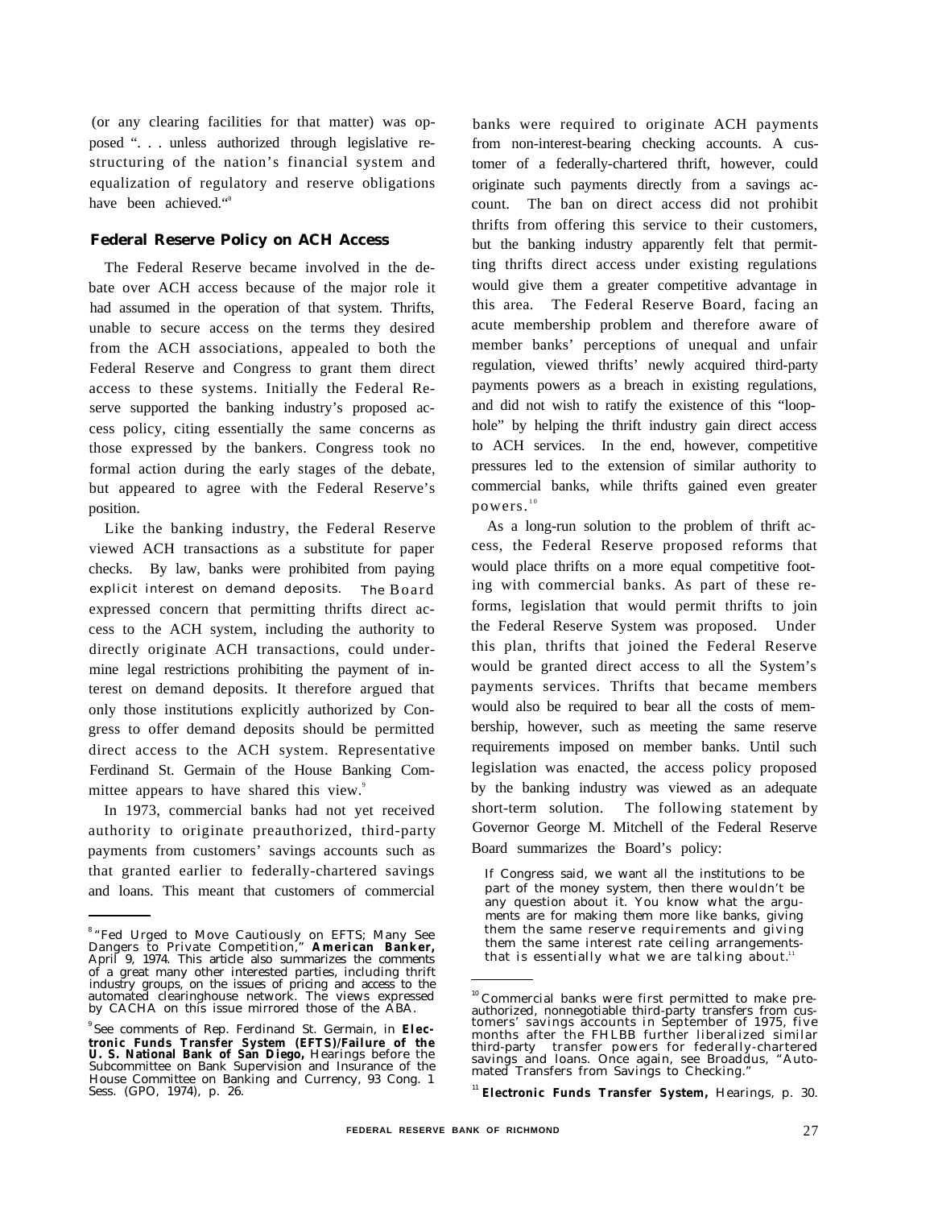(or any clearing facilities for that matter) was opposed ". . . unless authorized through legislative restructuring of the nation's financial system and equalization of regulatory and reserve obligations have been achieved."[8]

## Federal Reserve Policy on ACH Access

The Federal Reserve became involved in the debate over ACH access because of the major role it had assumed in the operation of that system. Thrifts, unable to secure access on the terms they desired from the ACH associations, appealed to both the Federal Reserve and Congress to grant them direct access to these systems. Initially the Federal Reserve supported the banking industry's proposed access policy, citing essentially the same concerns as those expressed by the bankers. Congress took no formal action during the early stages of the debate, but appeared to agree with the Federal Reserve's position.

Like the banking industry, the Federal Reserve viewed ACH transactions as a substitute for paper checks. By law, banks were prohibited from paying explicit interest on demand deposits. The Board expressed concern that permitting thrifts direct access to the ACH system, including the authority to directly originate ACH transactions, could undermine legal restrictions prohibiting the payment of interest on demand deposits. It therefore argued that only those institutions explicitly authorized by Congress to offer demand deposits should be permitted direct access to the ACH system. Representative Ferdinand St. Germain of the House Banking Committee appears to have shared this view.[9]

In 1973, commercial banks had not yet received authority to originate preauthorized, third-party payments from customers' savings accounts such as that granted earlier to federally-chartered savings and loans. This meant that customers of commercial banks were required to originate ACH payments from non-interest-bearing checking accounts. A customer of a federally-chartered thrift, however, could originate such payments directly from a savings account. The ban on direct access did not prohibit thrifts from offering this service to their customers, but the banking industry apparently felt that permitting thrifts direct access under existing regulations would give them a greater competitive advantage in this area. The Federal Reserve Board, facing an acute membership problem and therefore aware of member banks' perceptions of unequal and unfair regulation, viewed thrifts' newly acquired third-party payments powers as a breach in existing regulations, and did not wish to ratify the existence of this "loophole" by helping the thrift industry gain direct access to ACH services. In the end, however, competitive pressures led to the extension of similar authority to commercial banks, while thrifts gained even greater powers.[10]

As a long-run solution to the problem of thrift access, the Federal Reserve proposed reforms that would place thrifts on a more equal competitive footing with commercial banks. As part of these reforms, legislation that would permit thrifts to join the Federal Reserve System was proposed. Under this plan, thrifts that joined the Federal Reserve would be granted direct access to all the System's payments services. Thrifts that became members would also be required to bear all the costs of membership, however, such as meeting the same reserve requirements imposed on member banks. Until such legislation was enacted, the access policy proposed by the banking industry was viewed as an adequate short-term solution. The following statement by Governor George M. Mitchell of the Federal Reserve Board summarizes the Board's policy:

> If Congress said, we want all the institutions to be part of the money system, then there wouldn't be any question about it. You know what the arguments are for making them more like banks, giving them the same reserve requirements and giving them the same interest rate ceiling arrangements-that is essentially what we are talking about.[11]

---

[8] "Fed Urged to Move Cautiously on EFTS; Many See Dangers to Private Competition," **American Banker,** April 9, 1974. This article also summarizes the comments of a great many other interested parties, including thrift industry groups, on the issues of pricing and access to the automated clearinghouse network. The views expressed by CACHA on this issue mirrored those of the ABA.

[9] See comments of Rep. Ferdinand St. Germain, in **Electronic Funds Transfer System (EFTS)/Failure of the U. S. National Bank of San Diego,** Hearings before the Subcommittee on Bank Supervision and Insurance of the House Committee on Banking and Currency, 93 Cong. 1 Sess. (GPO, 1974), p. 26.

[10] Commercial banks were first permitted to make preauthorized, nonnegotiable third-party transfers from customers' savings accounts in September of 1975, five months after the FHLBB further liberalized similar third-party transfer powers for federally-chartered savings and loans. Once again, see Broaddus, "Automated Transfers from Savings to Checking."

[11] **Electronic Funds Transfer System,** Hearings, p. 30.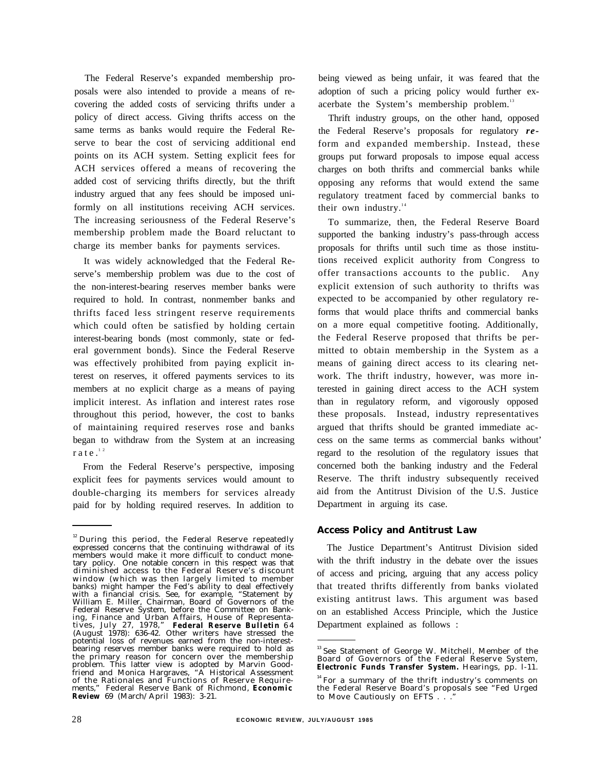The Federal Reserve's expanded membership proposals were also intended to provide a means of recovering the added costs of servicing thrifts under a policy of direct access. Giving thrifts access on the same terms as banks would require the Federal Reserve to bear the cost of servicing additional end points on its ACH system. Setting explicit fees for ACH services offered a means of recovering the added cost of servicing thrifts directly, but the thrift industry argued that any fees should be imposed uniformly on all institutions receiving ACH services. The increasing seriousness of the Federal Reserve's membership problem made the Board reluctant to charge its member banks for payments services.

It was widely acknowledged that the Federal Reserve's membership problem was due to the cost of the non-interest-bearing reserves member banks were required to hold. In contrast, nonmember banks and thrifts faced less stringent reserve requirements which could often be satisfied by holding certain interest-bearing bonds (most commonly, state or federal government bonds). Since the Federal Reserve was effectively prohibited from paying explicit interest on reserves, it offered payments services to its members at no explicit charge as a means of paying implicit interest. As inflation and interest rates rose throughout this period, however, the cost to banks of maintaining required reserves rose and banks began to withdraw from the System at an increasing rate.[12]

From the Federal Reserve's perspective, imposing explicit fees for payments services would amount to double-charging its members for services already paid for by holding required reserves. In addition to being viewed as being unfair, it was feared that the adoption of such a pricing policy would further exacerbate the System's membership problem.[13]

Thrift industry groups, on the other hand, opposed the Federal Reserve's proposals for regulatory reform and expanded membership. Instead, these groups put forward proposals to impose equal access charges on both thrifts and commercial banks while opposing any reforms that would extend the same regulatory treatment faced by commercial banks to their own industry.[14]

To summarize, then, the Federal Reserve Board supported the banking industry's pass-through access proposals for thrifts until such time as those institutions received explicit authority from Congress to offer transactions accounts to the public. Any explicit extension of such authority to thrifts was expected to be accompanied by other regulatory reforms that would place thrifts and commercial banks on a more equal competitive footing. Additionally, the Federal Reserve proposed that thrifts be permitted to obtain membership in the System as a means of gaining direct access to its clearing network. The thrift industry, however, was more interested in gaining direct access to the ACH system than in regulatory reform, and vigorously opposed these proposals. Instead, industry representatives argued that thrifts should be granted immediate access on the same terms as commercial banks without' regard to the resolution of the regulatory issues that concerned both the banking industry and the Federal Reserve. The thrift industry subsequently received aid from the Antitrust Division of the U.S. Justice Department in arguing its case.

## Access Policy and Antitrust Law

The Justice Department's Antitrust Division sided with the thrift industry in the debate over the issues of access and pricing, arguing that any access policy that treated thrifts differently from banks violated existing antitrust laws. This argument was based on an established Access Principle, which the Justice Department explained as follows :

---

[12] During this period, the Federal Reserve repeatedly expressed concerns that the continuing withdrawal of its members would make it more difficult to conduct monetary policy. One notable concern in this respect was that diminished access to the Federal Reserve's discount window (which was then largely limited to member banks) might hamper the Fed's ability to deal effectively with a financial crisis. See, for example, "Statement by William E. Miller, Chairman, Board of Governors of the Federal Reserve System, before the Committee on Banking, Finance and Urban Affairs, House of Representatives, July 27, 1978," **Federal Reserve Bulletin** 64 (August 1978): 636-42. Other writers have stressed the potential loss of revenues earned from the non-interest-bearing reserves member banks were required to hold as the primary reason for concern over the membership problem. This latter view is adopted by Marvin Goodfriend and Monica Hargraves, "A Historical Assessment of the Rationales and Functions of Reserve Requirements," Federal Reserve Bank of Richmond, **Economic Review** 69 (March/April 1983): 3-21.

[13] See Statement of George W. Mitchell, Member of the Board of Governors of the Federal Reserve System, **Electronic Funds Transfer System.** Hearings, pp. l-11.

[14] For a summary of the thrift industry's comments on the Federal Reserve Board's proposals see "Fed Urged to Move Cautiously on EFTS . . ."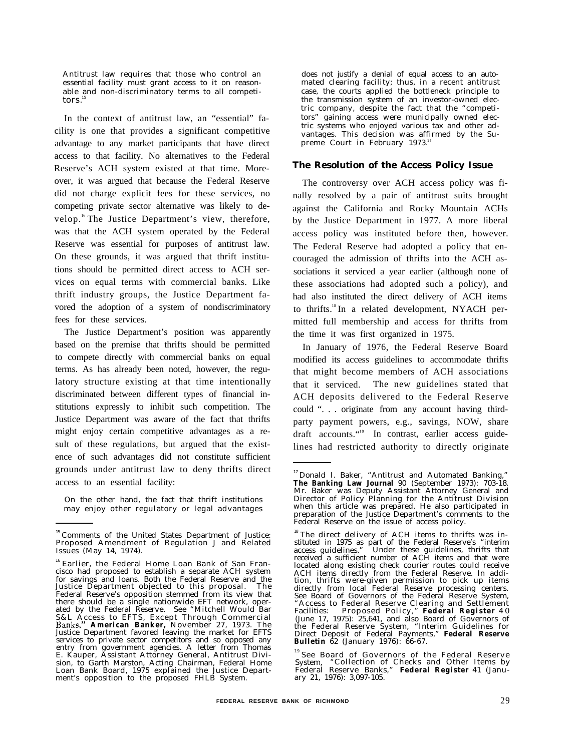> Antitrust law requires that those who control an essential facility must grant access to it on reasonable and non-discriminatory terms to all competitors.[15]

In the context of antitrust law, an "essential" facility is one that provides a significant competitive advantage to any market participants that have direct access to that facility. No alternatives to the Federal Reserve's ACH system existed at that time. Moreover, it was argued that because the Federal Reserve did not charge explicit fees for these services, no competing private sector alternative was likely to develop.[16] The Justice Department's view, therefore, was that the ACH system operated by the Federal Reserve was essential for purposes of antitrust law. On these grounds, it was argued that thrift institutions should be permitted direct access to ACH services on equal terms with commercial banks. Like thrift industry groups, the Justice Department favored the adoption of a system of nondiscriminatory fees for these services.

The Justice Department's position was apparently based on the premise that thrifts should be permitted to compete directly with commercial banks on equal terms. As has already been noted, however, the regulatory structure existing at that time intentionally discriminated between different types of financial institutions expressly to inhibit such competition. The Justice Department was aware of the fact that thrifts might enjoy certain competitive advantages as a result of these regulations, but argued that the existence of such advantages did not constitute sufficient grounds under antitrust law to deny thrifts direct access to an essential facility:

> On the other hand, the fact that thrift institutions may enjoy other regulatory or legal advantages does not justify a denial of equal access to an automated clearing facility; thus, in a recent antitrust case, the courts applied the bottleneck principle to the transmission system of an investor-owned electric company, despite the fact that the "competitors" gaining access were municipally owned electric systems who enjoyed various tax and other advantages. This decision was affirmed by the Supreme Court in February 1973.[17]

### The Resolution of the Access Policy Issue

The controversy over ACH access policy was finally resolved by a pair of antitrust suits brought against the California and Rocky Mountain ACHs by the Justice Department in 1977. A more liberal access policy was instituted before then, however. The Federal Reserve had adopted a policy that encouraged the admission of thrifts into the ACH associations it serviced a year earlier (although none of these associations had adopted such a policy), and had also instituted the direct delivery of ACH items to thrifts.[18] In a related development, NYACH permitted full membership and access for thrifts from the time it was first organized in 1975.

In January of 1976, the Federal Reserve Board modified its access guidelines to accommodate thrifts that might become members of ACH associations that it serviced. The new guidelines stated that ACH deposits delivered to the Federal Reserve could ". . . originate from any account having third-party payment powers, e.g., savings, NOW, share draft accounts."[19] In contrast, earlier access guidelines had restricted authority to directly originate

---

[15] Comments of the United States Department of Justice: Proposed Amendment of Regulation J and Related Issues (May 14, 1974).

[16] Earlier, the Federal Home Loan Bank of San Francisco had proposed to establish a separate ACH system for savings and loans. Both the Federal Reserve and the Justice Department objected to this proposal. The Federal Reserve's opposition stemmed from its view that there should be a single nationwide EFT network, operated by the Federal Reserve. See "Mitchell Would Bar S&L Access to EFTS, Except Through Commercial Banks," **American Banker,** November 27, 1973. The Justice Department favored leaving the market for EFTS services to private sector competitors and so opposed any entry from government agencies. A letter from Thomas E. Kauper, Assistant Attorney General, Antitrust Division, to Garth Marston, Acting Chairman, Federal Home Loan Bank Board, 1975 explained the Justice Department's opposition to the proposed FHLB System.

[17] Donald I. Baker, "Antitrust and Automated Banking," **The Banking Law Journal** 90 (September 1973): 703-18. Mr. Baker was Deputy Assistant Attorney General and Director of Policy Planning for the Antitrust Division when this article was prepared. He also participated in preparation of the Justice Department's comments to the Federal Reserve on the issue of access policy.

[18] The direct delivery of ACH items to thrifts was instituted in 1975 as part of the Federal Reserve's "interim access guidelines." Under these guidelines, thrifts that received a sufficient number of ACH items and that were located along existing check courier routes could receive ACH items directly from the Federal Reserve. In addition, thrifts were given permission to pick up items directly from local Federal Reserve processing centers. See Board of Governors of the Federal Reserve System, "Access to Federal Reserve Clearing and Settlement Facilities: Proposed Policy," **Federal Register** 40 (June 17, 1975): 25,641, and also Board of Governors of the Federal Reserve System, "Interim Guidelines for Direct Deposit of Federal Payments," **Federal Reserve Bulletin** 62 (January 1976): 66-67.

[19] See Board of Governors of the Federal Reserve System, "Collection of Checks and Other Items by Federal Reserve Banks," **Federal Register** 41 (January 21, 1976): 3,097-105.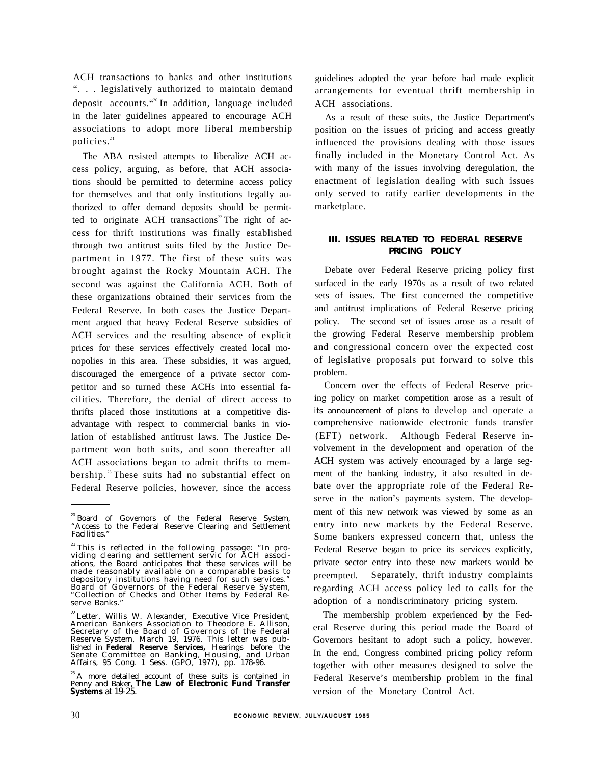ACH transactions to banks and other institutions ". . . legislatively authorized to maintain demand deposit accounts."[20] In addition, language included in the later guidelines appeared to encourage ACH associations to adopt more liberal membership policies.[21]

The ABA resisted attempts to liberalize ACH access policy, arguing, as before, that ACH associations should be permitted to determine access policy for themselves and that only institutions legally authorized to offer demand deposits should be permitted to originate ACH transactions[22] The right of access for thrift institutions was finally established through two antitrust suits filed by the Justice Department in 1977. The first of these suits was brought against the Rocky Mountain ACH. The second was against the California ACH. Both of these organizations obtained their services from the Federal Reserve. In both cases the Justice Department argued that heavy Federal Reserve subsidies of ACH services and the resulting absence of explicit prices for these services effectively created local monopolies in this area. These subsidies, it was argued, discouraged the emergence of a private sector competitor and so turned these ACHs into essential facilities. Therefore, the denial of direct access to thrifts placed those institutions at a competitive disadvantage with respect to commercial banks in violation of established antitrust laws. The Justice Department won both suits, and soon thereafter all ACH associations began to admit thrifts to membership.[23] These suits had no substantial effect on Federal Reserve policies, however, since the access guidelines adopted the year before had made explicit arrangements for eventual thrift membership in ACH associations.

As a result of these suits, the Justice Department's position on the issues of pricing and access greatly influenced the provisions dealing with those issues finally included in the Monetary Control Act. As with many of the issues involving deregulation, the enactment of legislation dealing with such issues only served to ratify earlier developments in the marketplace.

### III. ISSUES RELATED TO FEDERAL RESERVE PRICING POLICY

Debate over Federal Reserve pricing policy first surfaced in the early 1970s as a result of two related sets of issues. The first concerned the competitive and antitrust implications of Federal Reserve pricing policy. The second set of issues arose as a result of the growing Federal Reserve membership problem and congressional concern over the expected cost of legislative proposals put forward to solve this problem.

Concern over the effects of Federal Reserve pricing policy on market competition arose as a result of its announcement of plans to develop and operate a comprehensive nationwide electronic funds transfer (EFT) network. Although Federal Reserve involvement in the development and operation of the ACH system was actively encouraged by a large segment of the banking industry, it also resulted in debate over the appropriate role of the Federal Reserve in the nation's payments system. The development of this new network was viewed by some as an entry into new markets by the Federal Reserve. Some bankers expressed concern that, unless the Federal Reserve began to price its services explicitly, private sector entry into these new markets would be preempted. Separately, thrift industry complaints regarding ACH access policy led to calls for the adoption of a nondiscriminatory pricing system.

The membership problem experienced by the Federal Reserve during this period made the Board of Governors hesitant to adopt such a policy, however. In the end, Congress combined pricing policy reform together with other measures designed to solve the Federal Reserve's membership problem in the final version of the Monetary Control Act.

---

[20] Board of Governors of the Federal Reserve System, "Access to the Federal Reserve Clearing and Settlement Facilities."

[21] This is reflected in the following passage: "In providing clearing and settlement servic for ACH associations, the Board anticipates that these services will be made reasonably available on a comparable basis to depository institutions having need for such services." Board of Governors of the Federal Reserve System, "Collection of Checks and Other Items by Federal Reserve Banks."

[22] Letter, Willis W. Alexander, Executive Vice President, American Bankers Association to Theodore E. Allison, Secretary of the Board of Governors of the Federal Reserve System, March 19, 1976. This letter was published in **Federal Reserve Services,** Hearings before the Senate Committee on Banking, Housing, and Urban Affairs, 95 Cong. 1 Sess. (GPO, 1977), pp. 178-96.

[23] A more detailed account of these suits is contained in Penny and Baker, **The Law of Electronic Fund Transfer Systems** at 19-25.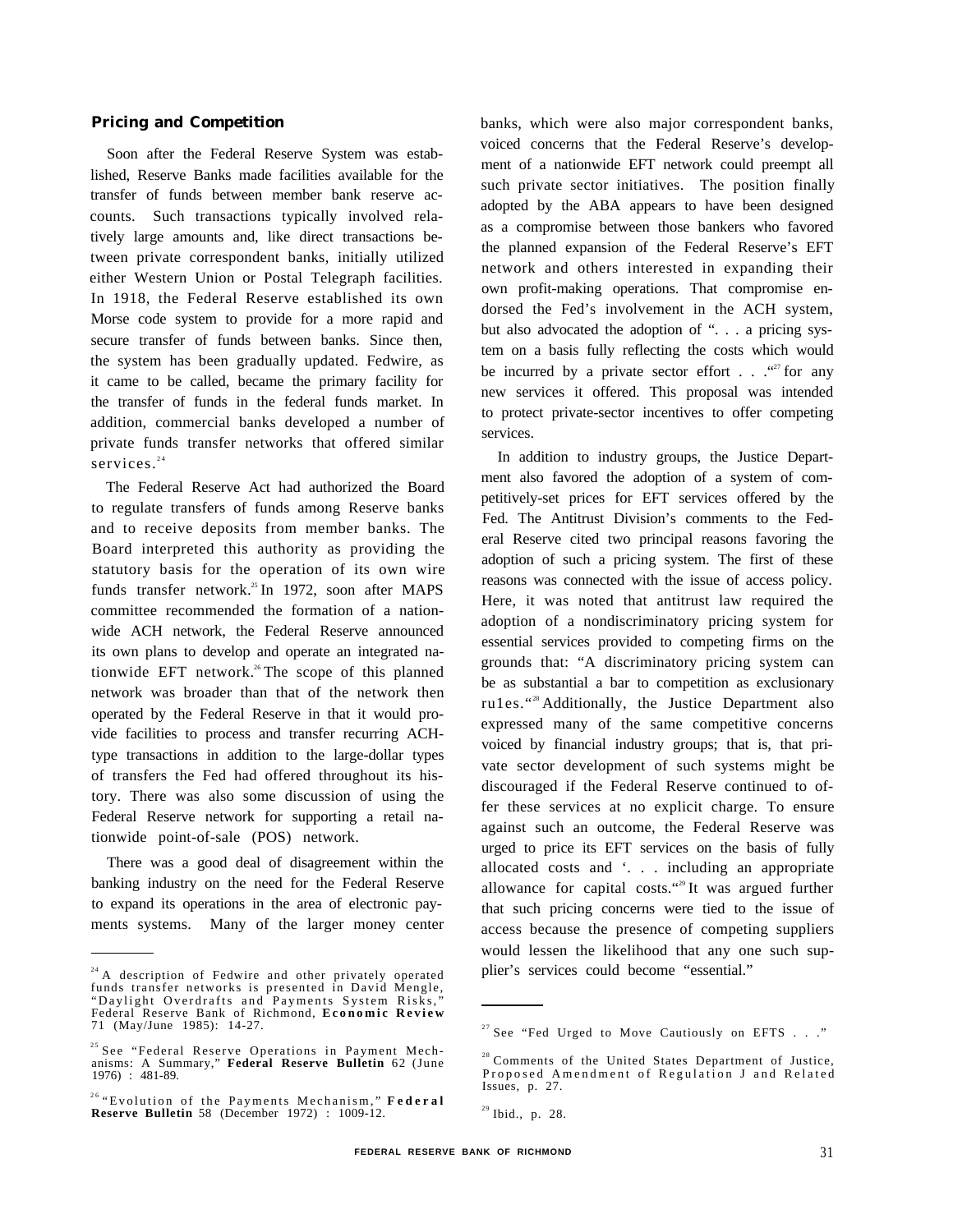### Pricing and Competition

Soon after the Federal Reserve System was established, Reserve Banks made facilities available for the transfer of funds between member bank reserve accounts. Such transactions typically involved relatively large amounts and, like direct transactions between private correspondent banks, initially utilized either Western Union or Postal Telegraph facilities. In 1918, the Federal Reserve established its own Morse code system to provide for a more rapid and secure transfer of funds between banks. Since then, the system has been gradually updated. Fedwire, as it came to be called, became the primary facility for the transfer of funds in the federal funds market. In addition, commercial banks developed a number of private funds transfer networks that offered similar services.[24]

The Federal Reserve Act had authorized the Board to regulate transfers of funds among Reserve banks and to receive deposits from member banks. The Board interpreted this authority as providing the statutory basis for the operation of its own wire funds transfer network.[25] In 1972, soon after MAPS committee recommended the formation of a nationwide ACH network, the Federal Reserve announced its own plans to develop and operate an integrated nationwide EFT network.[26] The scope of this planned network was broader than that of the network then operated by the Federal Reserve in that it would provide facilities to process and transfer recurring ACH-type transactions in addition to the large-dollar types of transfers the Fed had offered throughout its history. There was also some discussion of using the Federal Reserve network for supporting a retail nationwide point-of-sale (POS) network.

There was a good deal of disagreement within the banking industry on the need for the Federal Reserve to expand its operations in the area of electronic payments systems. Many of the larger money center banks, which were also major correspondent banks, voiced concerns that the Federal Reserve's development of a nationwide EFT network could preempt all such private sector initiatives. The position finally adopted by the ABA appears to have been designed as a compromise between those bankers who favored the planned expansion of the Federal Reserve's EFT network and others interested in expanding their own profit-making operations. That compromise endorsed the Fed's involvement in the ACH system, but also advocated the adoption of ". . . a pricing system on a basis fully reflecting the costs which would be incurred by a private sector effort . . ."[27] for any new services it offered. This proposal was intended to protect private-sector incentives to offer competing services.

In addition to industry groups, the Justice Department also favored the adoption of a system of competitively-set prices for EFT services offered by the Fed. The Antitrust Division's comments to the Federal Reserve cited two principal reasons favoring the adoption of such a pricing system. The first of these reasons was connected with the issue of access policy. Here, it was noted that antitrust law required the adoption of a nondiscriminatory pricing system for essential services provided to competing firms on the grounds that: "A discriminatory pricing system can be as substantial a bar to competition as exclusionary rules."[28] Additionally, the Justice Department also expressed many of the same competitive concerns voiced by financial industry groups; that is, that private sector development of such systems might be discouraged if the Federal Reserve continued to offer these services at no explicit charge. To ensure against such an outcome, the Federal Reserve was urged to price its EFT services on the basis of fully allocated costs and '. . . including an appropriate allowance for capital costs."[29] It was argued further that such pricing concerns were tied to the issue of access because the presence of competing suppliers would lessen the likelihood that any one such supplier's services could become "essential."

---

[24] A description of Fedwire and other privately operated funds transfer networks is presented in David Mengle, "Daylight Overdrafts and Payments System Risks," Federal Reserve Bank of Richmond, **Economic Review** 71 (May/June 1985): 14-27.

[25] See "Federal Reserve Operations in Payment Mechanisms: A Summary," **Federal Reserve Bulletin** 62 (June 1976) : 481-89.

[26] "Evolution of the Payments Mechanism," **Federal Reserve Bulletin** 58 (December 1972) : 1009-12.

[27] See "Fed Urged to Move Cautiously on EFTS . . ."

[28] Comments of the United States Department of Justice, Proposed Amendment of Regulation J and Related Issues, p. 27.

[29] Ibid., p. 28.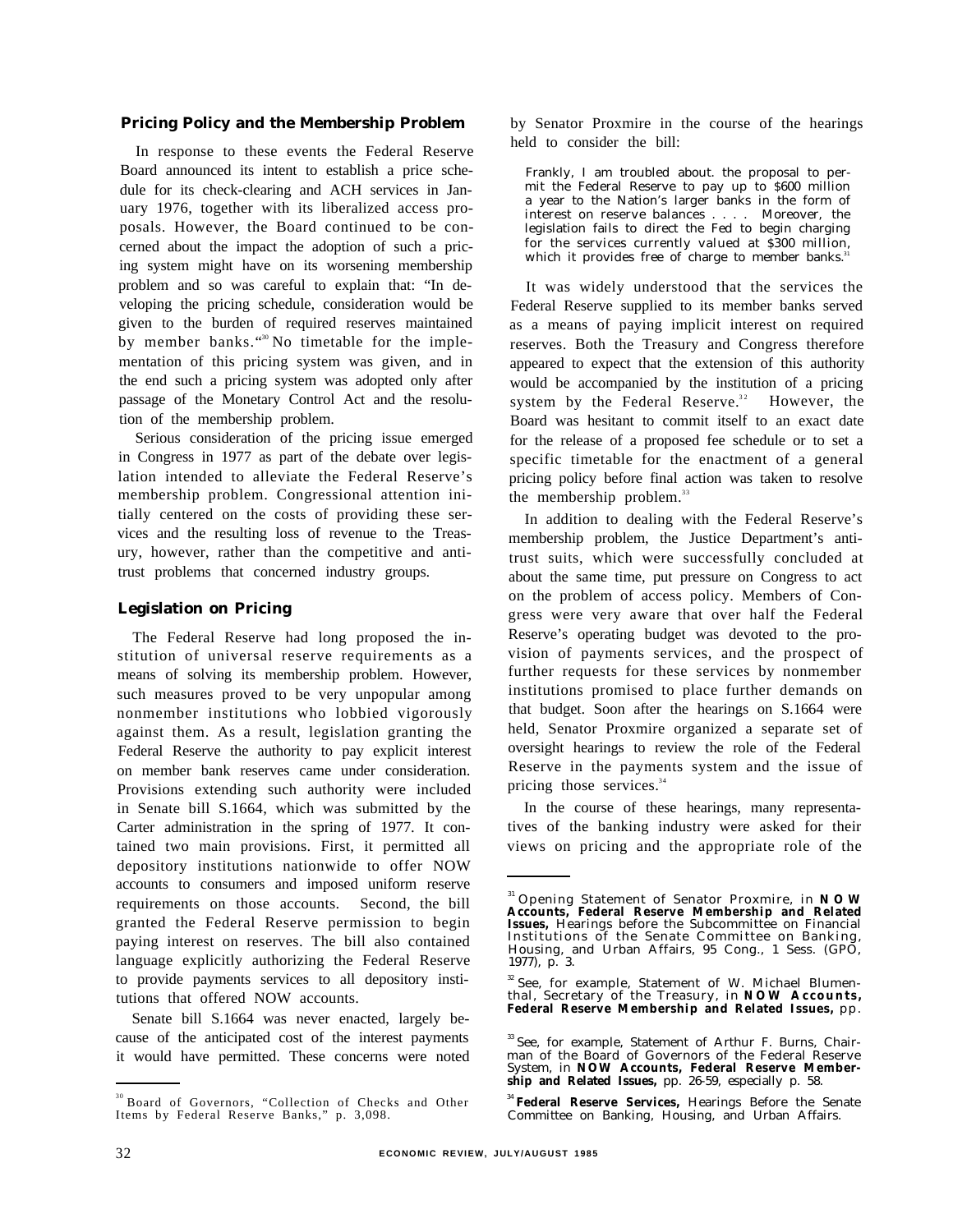## Pricing Policy and the Membership Problem

In response to these events the Federal Reserve Board announced its intent to establish a price schedule for its check-clearing and ACH services in January 1976, together with its liberalized access proposals. However, the Board continued to be concerned about the impact the adoption of such a pricing system might have on its worsening membership problem and so was careful to explain that: "In developing the pricing schedule, consideration would be given to the burden of required reserves maintained by member banks."[30] No timetable for the implementation of this pricing system was given, and in the end such a pricing system was adopted only after passage of the Monetary Control Act and the resolution of the membership problem.

Serious consideration of the pricing issue emerged in Congress in 1977 as part of the debate over legislation intended to alleviate the Federal Reserve's membership problem. Congressional attention initially centered on the costs of providing these services and the resulting loss of revenue to the Treasury, however, rather than the competitive and antitrust problems that concerned industry groups.

## Legislation on Pricing

The Federal Reserve had long proposed the institution of universal reserve requirements as a means of solving its membership problem. However, such measures proved to be very unpopular among nonmember institutions who lobbied vigorously against them. As a result, legislation granting the Federal Reserve the authority to pay explicit interest on member bank reserves came under consideration. Provisions extending such authority were included in Senate bill S.1664, which was submitted by the Carter administration in the spring of 1977. It contained two main provisions. First, it permitted all depository institutions nationwide to offer NOW accounts to consumers and imposed uniform reserve requirements on those accounts. Second, the bill granted the Federal Reserve permission to begin paying interest on reserves. The bill also contained language explicitly authorizing the Federal Reserve to provide payments services to all depository institutions that offered NOW accounts.

Senate bill S.1664 was never enacted, largely because of the anticipated cost of the interest payments it would have permitted. These concerns were noted by Senator Proxmire in the course of the hearings held to consider the bill:

> Frankly, I am troubled about. the proposal to permit the Federal Reserve to pay up to $600 million a year to the Nation's larger banks in the form of interest on reserve balances . . . . Moreover, the legislation fails to direct the Fed to begin charging for the services currently valued at $300 million, which it provides free of charge to member banks.[31]

It was widely understood that the services the Federal Reserve supplied to its member banks served as a means of paying implicit interest on required reserves. Both the Treasury and Congress therefore appeared to expect that the extension of this authority would be accompanied by the institution of a pricing system by the Federal Reserve.[32] However, the Board was hesitant to commit itself to an exact date for the release of a proposed fee schedule or to set a specific timetable for the enactment of a general pricing policy before final action was taken to resolve the membership problem.[33]

In addition to dealing with the Federal Reserve's membership problem, the Justice Department's antitrust suits, which were successfully concluded at about the same time, put pressure on Congress to act on the problem of access policy. Members of Congress were very aware that over half the Federal Reserve's operating budget was devoted to the provision of payments services, and the prospect of further requests for these services by nonmember institutions promised to place further demands on that budget. Soon after the hearings on S.1664 were held, Senator Proxmire organized a separate set of oversight hearings to review the role of the Federal Reserve in the payments system and the issue of pricing those services.[34]

In the course of these hearings, many representatives of the banking industry were asked for their views on pricing and the appropriate role of the

---

[30] Board of Governors, "Collection of Checks and Other Items by Federal Reserve Banks," p. 3,098.

[31] Opening Statement of Senator Proxmire, in **NOW Accounts, Federal Reserve Membership and Related Issues,** Hearings before the Subcommittee on Financial Institutions of the Senate Committee on Banking, Housing, and Urban Affairs, 95 Cong., 1 Sess. (GPO, 1977), p. 3.

[32] See, for example, Statement of W. Michael Blumenthal, Secretary of the Treasury, in **NOW Accounts, Federal Reserve Membership and Related Issues,** pp.

[33] See, for example, Statement of Arthur F. Burns, Chairman of the Board of Governors of the Federal Reserve System, in **NOW Accounts, Federal Reserve Membership and Related Issues,** pp. 26-59, especially p. 58.

[34] **Federal Reserve Services,** Hearings Before the Senate Committee on Banking, Housing, and Urban Affairs.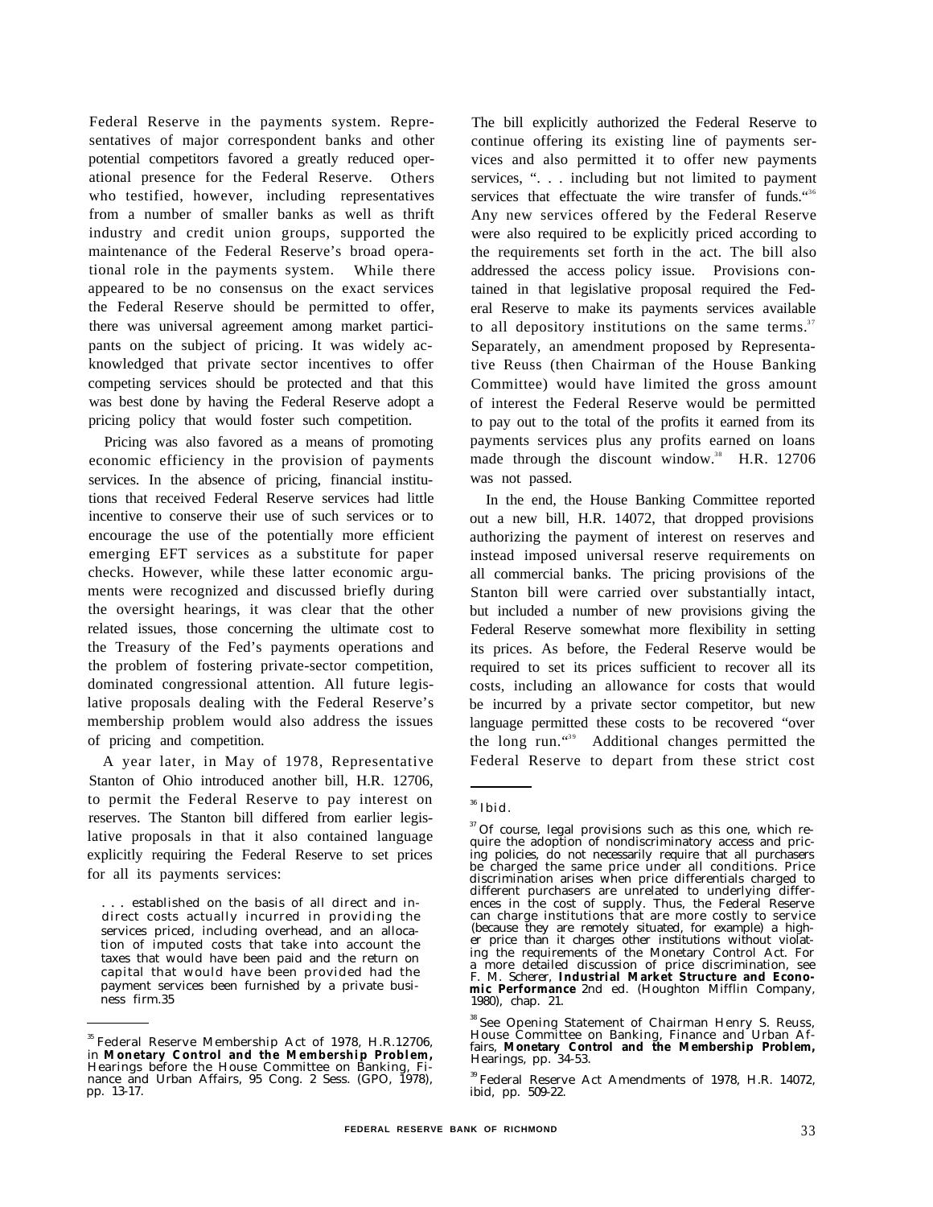Federal Reserve in the payments system. Representatives of major correspondent banks and other potential competitors favored a greatly reduced operational presence for the Federal Reserve. Others who testified, however, including representatives from a number of smaller banks as well as thrift industry and credit union groups, supported the maintenance of the Federal Reserve's broad operational role in the payments system. While there appeared to be no consensus on the exact services the Federal Reserve should be permitted to offer, there was universal agreement among market participants on the subject of pricing. It was widely acknowledged that private sector incentives to offer competing services should be protected and that this was best done by having the Federal Reserve adopt a pricing policy that would foster such competition.

Pricing was also favored as a means of promoting economic efficiency in the provision of payments services. In the absence of pricing, financial institutions that received Federal Reserve services had little incentive to conserve their use of such services or to encourage the use of the potentially more efficient emerging EFT services as a substitute for paper checks. However, while these latter economic arguments were recognized and discussed briefly during the oversight hearings, it was clear that the other related issues, those concerning the ultimate cost to the Treasury of the Fed's payments operations and the problem of fostering private-sector competition, dominated congressional attention. All future legislative proposals dealing with the Federal Reserve's membership problem would also address the issues of pricing and competition.

A year later, in May of 1978, Representative Stanton of Ohio introduced another bill, H.R. 12706, to permit the Federal Reserve to pay interest on reserves. The Stanton bill differed from earlier legislative proposals in that it also contained language explicitly requiring the Federal Reserve to set prices for all its payments services:

> . . . established on the basis of all direct and indirect costs actually incurred in providing the services priced, including overhead, and an allocation of imputed costs that take into account the taxes that would have been paid and the return on capital that would have been provided had the payment services been furnished by a private business firm.[35]

The bill explicitly authorized the Federal Reserve to continue offering its existing line of payments services and also permitted it to offer new payments services, ". . . including but not limited to payment services that effectuate the wire transfer of funds."[36] Any new services offered by the Federal Reserve were also required to be explicitly priced according to the requirements set forth in the act. The bill also addressed the access policy issue. Provisions contained in that legislative proposal required the Federal Reserve to make its payments services available to all depository institutions on the same terms.[37] Separately, an amendment proposed by Representative Reuss (then Chairman of the House Banking Committee) would have limited the gross amount of interest the Federal Reserve would be permitted to pay out to the total of the profits it earned from its payments services plus any profits earned on loans made through the discount window.[38] H.R. 12706 was not passed.

In the end, the House Banking Committee reported out a new bill, H.R. 14072, that dropped provisions authorizing the payment of interest on reserves and instead imposed universal reserve requirements on all commercial banks. The pricing provisions of the Stanton bill were carried over substantially intact, but included a number of new provisions giving the Federal Reserve somewhat more flexibility in setting its prices. As before, the Federal Reserve would be required to set its prices sufficient to recover all its costs, including an allowance for costs that would be incurred by a private sector competitor, but new language permitted these costs to be recovered "over the long run."[39] Additional changes permitted the Federal Reserve to depart from these strict cost

---

[35] Federal Reserve Membership Act of 1978, H.R.12706, in **Monetary Control and the Membership Problem,** Hearings before the House Committee on Banking, Finance and Urban Affairs, 95 Cong. 2 Sess. (GPO, 1978), pp. 13-17.

[36] Ibid.

[37] Of course, legal provisions such as this one, which require the adoption of nondiscriminatory access and pricing policies, do not necessarily require that all purchasers be charged the same price under all conditions. Price discrimination arises when price differentials charged to different purchasers are unrelated to underlying differences in the cost of supply. Thus, the Federal Reserve can charge institutions that are more costly to service (because they are remotely situated, for example) a higher price than it charges other institutions without violating the requirements of the Monetary Control Act. For a more detailed discussion of price discrimination, see F. M. Scherer, **Industrial Market Structure and Economic Performance** 2nd ed. (Houghton Mifflin Company, 1980), chap. 21.

[38] See Opening Statement of Chairman Henry S. Reuss, House Committee on Banking, Finance and Urban Affairs, **Monetary Control and the Membership Problem,** Hearings, pp. 34-53.

[39] Federal Reserve Act Amendments of 1978, H.R. 14072, ibid, pp. 509-22.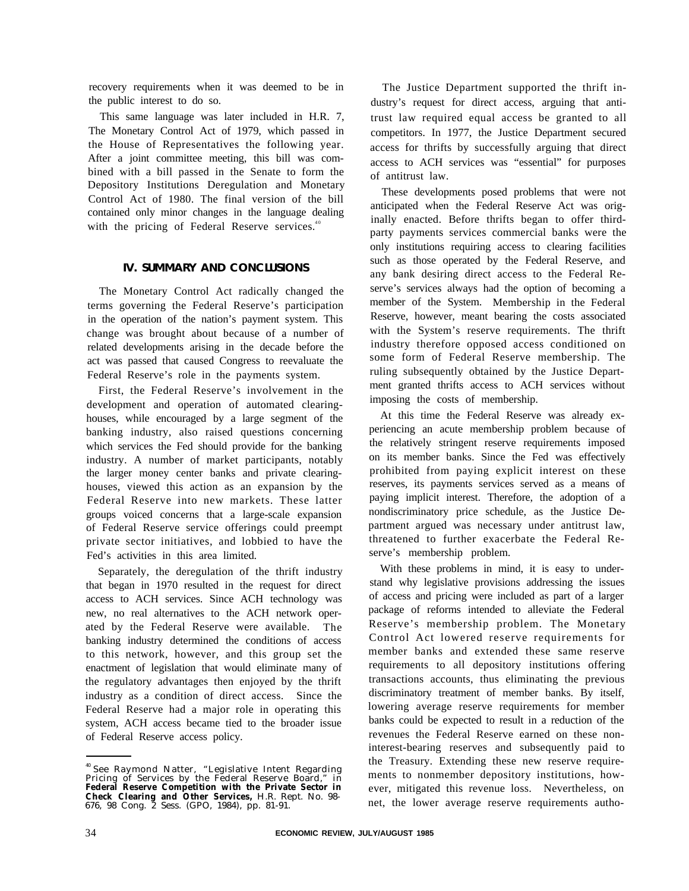recovery requirements when it was deemed to be in the public interest to do so.

This same language was later included in H.R. 7, The Monetary Control Act of 1979, which passed in the House of Representatives the following year. After a joint committee meeting, this bill was combined with a bill passed in the Senate to form the Depository Institutions Deregulation and Monetary Control Act of 1980. The final version of the bill contained only minor changes in the language dealing with the pricing of Federal Reserve services.[40]

## IV. SUMMARY AND CONCLUSIONS

The Monetary Control Act radically changed the terms governing the Federal Reserve's participation in the operation of the nation's payment system. This change was brought about because of a number of related developments arising in the decade before the act was passed that caused Congress to reevaluate the Federal Reserve's role in the payments system.

First, the Federal Reserve's involvement in the development and operation of automated clearinghouses, while encouraged by a large segment of the banking industry, also raised questions concerning which services the Fed should provide for the banking industry. A number of market participants, notably the larger money center banks and private clearinghouses, viewed this action as an expansion by the Federal Reserve into new markets. These latter groups voiced concerns that a large-scale expansion of Federal Reserve service offerings could preempt private sector initiatives, and lobbied to have the Fed's activities in this area limited.

Separately, the deregulation of the thrift industry that began in 1970 resulted in the request for direct access to ACH services. Since ACH technology was new, no real alternatives to the ACH network operated by the Federal Reserve were available. The banking industry determined the conditions of access to this network, however, and this group set the enactment of legislation that would eliminate many of the regulatory advantages then enjoyed by the thrift industry as a condition of direct access. Since the Federal Reserve had a major role in operating this system, ACH access became tied to the broader issue of Federal Reserve access policy.

The Justice Department supported the thrift industry's request for direct access, arguing that antitrust law required equal access be granted to all competitors. In 1977, the Justice Department secured access for thrifts by successfully arguing that direct access to ACH services was "essential" for purposes of antitrust law.

These developments posed problems that were not anticipated when the Federal Reserve Act was originally enacted. Before thrifts began to offer third-party payments services commercial banks were the only institutions requiring access to clearing facilities such as those operated by the Federal Reserve, and any bank desiring direct access to the Federal Reserve's services always had the option of becoming a member of the System. Membership in the Federal Reserve, however, meant bearing the costs associated with the System's reserve requirements. The thrift industry therefore opposed access conditioned on some form of Federal Reserve membership. The ruling subsequently obtained by the Justice Department granted thrifts access to ACH services without imposing the costs of membership.

At this time the Federal Reserve was already experiencing an acute membership problem because of the relatively stringent reserve requirements imposed on its member banks. Since the Fed was effectively prohibited from paying explicit interest on these reserves, its payments services served as a means of paying implicit interest. Therefore, the adoption of a nondiscriminatory price schedule, as the Justice Department argued was necessary under antitrust law, threatened to further exacerbate the Federal Reserve's membership problem.

With these problems in mind, it is easy to understand why legislative provisions addressing the issues of access and pricing were included as part of a larger package of reforms intended to alleviate the Federal Reserve's membership problem. The Monetary Control Act lowered reserve requirements for member banks and extended these same reserve requirements to all depository institutions offering transactions accounts, thus eliminating the previous discriminatory treatment of member banks. By itself, lowering average reserve requirements for member banks could be expected to result in a reduction of the revenues the Federal Reserve earned on these non-interest-bearing reserves and subsequently paid to the Treasury. Extending these new reserve requirements to nonmember depository institutions, however, mitigated this revenue loss. Nevertheless, on net, the lower average reserve requirements autho-

---

[40] See Raymond Natter, "Legislative Intent Regarding Pricing of Services by the Federal Reserve Board," in **Federal Reserve Competition with the Private Sector in Check Clearing and Other Services,** H.R. Rept. No. 98-676, 98 Cong. 2 Sess. (GPO, 1984), pp. 81-91.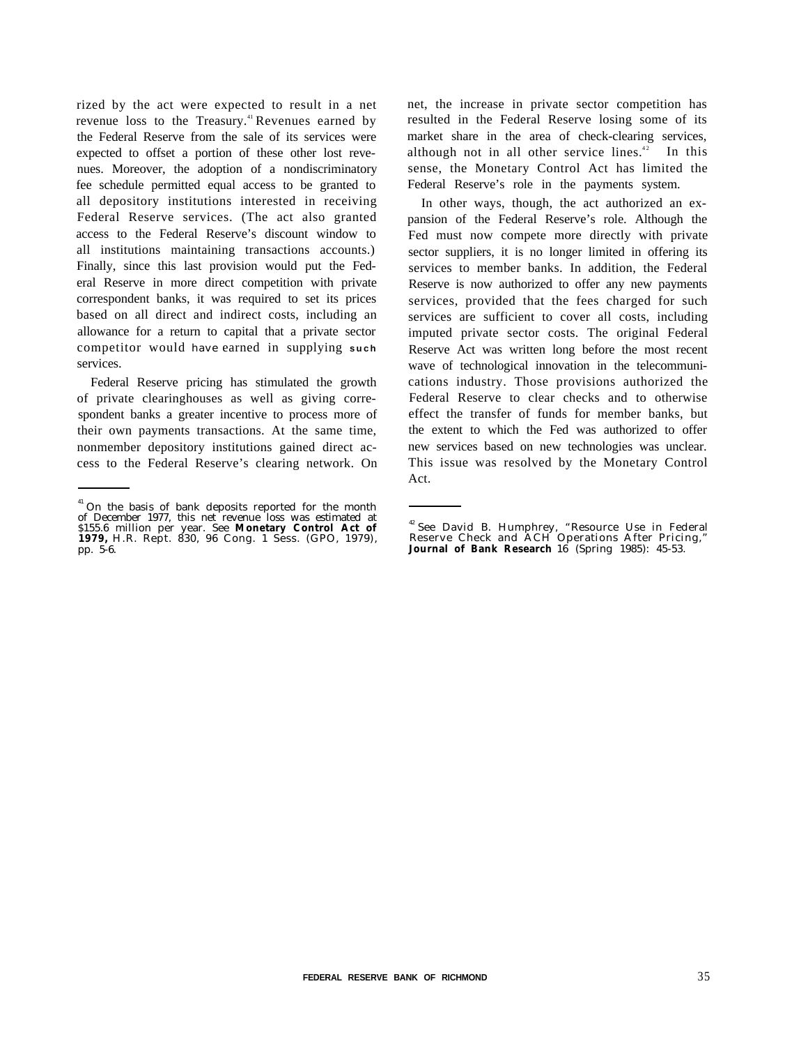rized by the act were expected to result in a net revenue loss to the Treasury.[41] Revenues earned by the Federal Reserve from the sale of its services were expected to offset a portion of these other lost revenues. Moreover, the adoption of a nondiscriminatory fee schedule permitted equal access to be granted to all depository institutions interested in receiving Federal Reserve services. (The act also granted access to the Federal Reserve's discount window to all institutions maintaining transactions accounts.) Finally, since this last provision would put the Federal Reserve in more direct competition with private correspondent banks, it was required to set its prices based on all direct and indirect costs, including an allowance for a return to capital that a private sector competitor would have earned in supplying such services.

Federal Reserve pricing has stimulated the growth of private clearinghouses as well as giving correspondent banks a greater incentive to process more of their own payments transactions. At the same time, nonmember depository institutions gained direct access to the Federal Reserve's clearing network. On net, the increase in private sector competition has resulted in the Federal Reserve losing some of its market share in the area of check-clearing services, although not in all other service lines.[42] In this sense, the Monetary Control Act has limited the Federal Reserve's role in the payments system.

In other ways, though, the act authorized an expansion of the Federal Reserve's role. Although the Fed must now compete more directly with private sector suppliers, it is no longer limited in offering its services to member banks. In addition, the Federal Reserve is now authorized to offer any new payments services, provided that the fees charged for such services are sufficient to cover all costs, including imputed private sector costs. The original Federal Reserve Act was written long before the most recent wave of technological innovation in the telecommunications industry. Those provisions authorized the Federal Reserve to clear checks and to otherwise effect the transfer of funds for member banks, but the extent to which the Fed was authorized to offer new services based on new technologies was unclear. This issue was resolved by the Monetary Control Act.

---

[41] On the basis of bank deposits reported for the month of December 1977, this net revenue loss was estimated at $155.6 million per year. See **Monetary Control Act of 1979,** H.R. Rept. 830, 96 Cong. 1 Sess. (GPO, 1979), pp. 5-6.

[42] See David B. Humphrey, "Resource Use in Federal Reserve Check and ACH Operations After Pricing," **Journal of Bank Research** 16 (Spring 1985): 45-53.